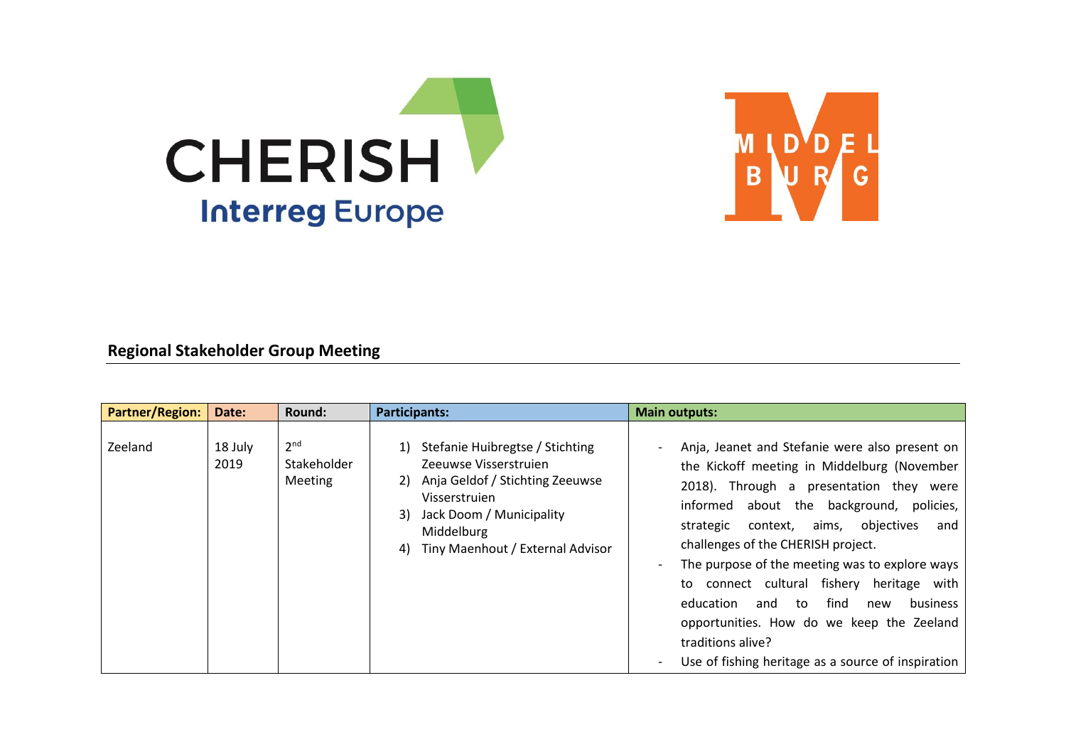CHERISH
Interreg Europe

MIDDELBURG

## Regional Stakeholder Group Meeting

| Partner/Region: | Date: | Round: | Participants: | Main outputs: |
|---|---|---|---|---|
| Zeeland | 18 July 2019 | 2nd Stakeholder Meeting | 1) Stefanie Huibregtse / Stichting Zeeuwse Visserstruien<br>2) Anja Geldof / Stichting Zeeuwse Visserstruien<br>3) Jack Doom / Municipality Middelburg<br>4) Tiny Maenhout / External Advisor | - Anja, Jeanet and Stefanie were also present on the Kickoff meeting in Middelburg (November 2018). Through a presentation they were informed about the background, policies, strategic context, aims, objectives and challenges of the CHERISH project.<br>- The purpose of the meeting was to explore ways to connect cultural fishery heritage with education and to find new business opportunities. How do we keep the Zeeland traditions alive?<br>- Use of fishing heritage as a source of inspiration |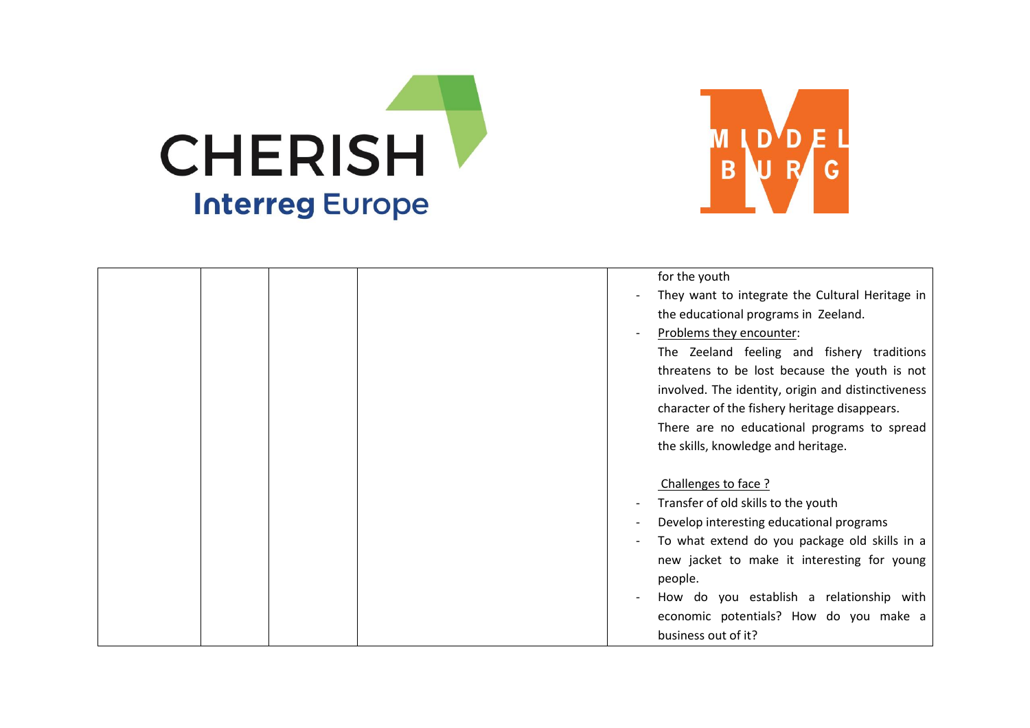| | | | | for the youth<br>- They want to integrate the Cultural Heritage in the educational programs in Zeeland.<br>- Problems they encounter:<br>The Zeeland feeling and fishery traditions threatens to be lost because the youth is not involved. The identity, origin and distinctiveness character of the fishery heritage disappears.<br>There are no educational programs to spread the skills, knowledge and heritage.<br><br>Challenges to face ?<br>- Transfer of old skills to the youth<br>- Develop interesting educational programs<br>- To what extend do you package old skills in a new jacket to make it interesting for young people.<br>- How do you establish a relationship with economic potentials? How do you make a business out of it? |
|---|---|---|---|---|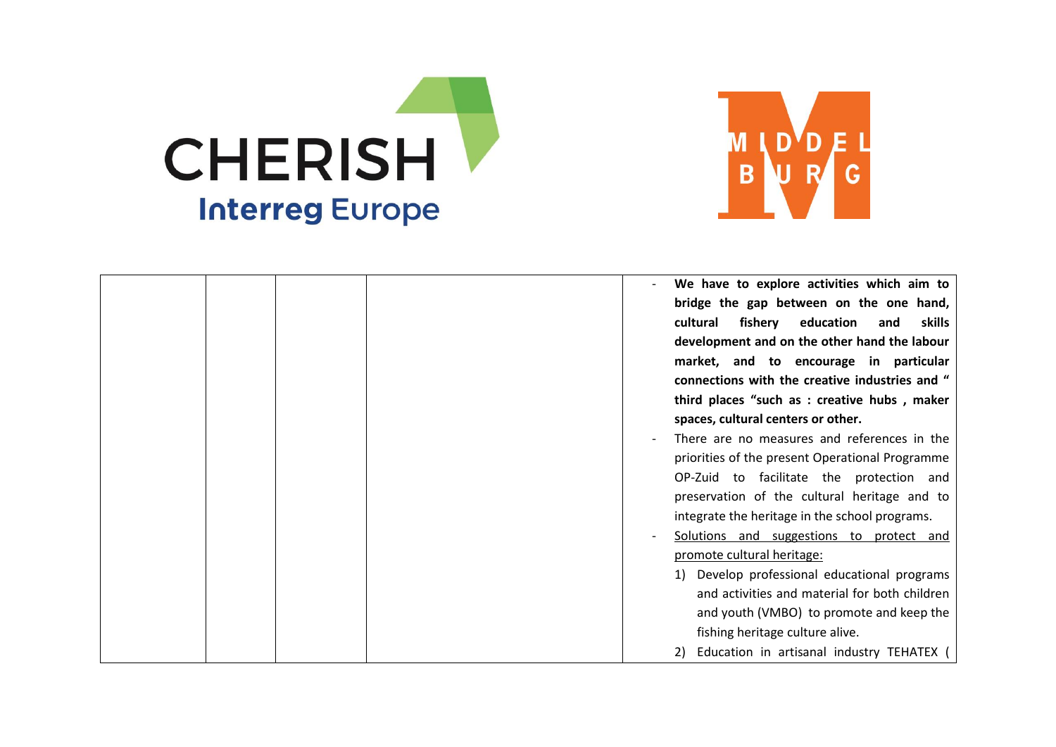| | | | | - **We have to explore activities which aim to bridge the gap between on the one hand, cultural fishery education and skills development and on the other hand the labour market, and to encourage in particular connections with the creative industries and " third places "such as : creative hubs , maker spaces, cultural centers or other.**<br>- There are no measures and references in the priorities of the present Operational Programme OP-Zuid to facilitate the protection and preservation of the cultural heritage and to integrate the heritage in the school programs.<br>- Solutions and suggestions to protect and promote cultural heritage:<br>1) Develop professional educational programs and activities and material for both children and youth (VMBO) to promote and keep the fishing heritage culture alive.<br>2) Education in artisanal industry TEHATEX ( |
|---|---|---|---|---|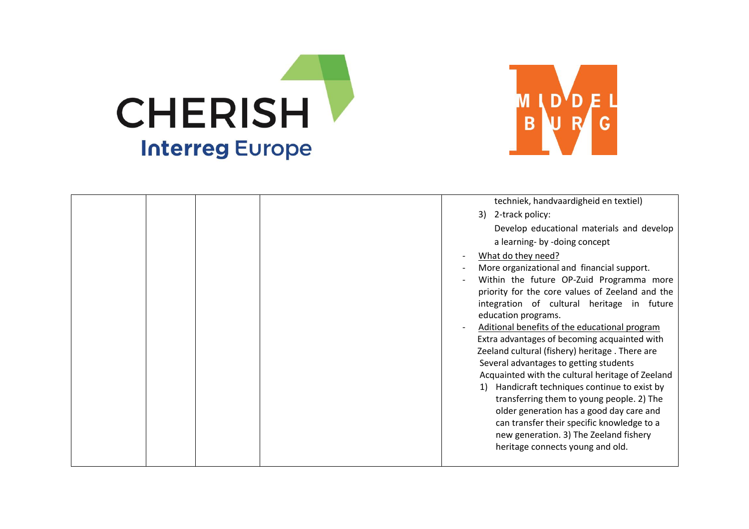| | | | | techniek, handvaardigheid en textiel)<br>3) 2-track policy:<br>Develop educational materials and develop a learning- by -doing concept<br>- <u>What do they need?</u><br>- More organizational and financial support.<br>- Within the future OP-Zuid Programma more priority for the core values of Zeeland and the integration of cultural heritage in future education programs.<br>- <u>Aditional benefits of the educational program</u><br>Extra advantages of becoming acquainted with Zeeland cultural (fishery) heritage . There are Several advantages to getting students Acquainted with the cultural heritage of Zeeland<br>1) Handicraft techniques continue to exist by transferring them to young people. 2) The older generation has a good day care and can transfer their specific knowledge to a new generation. 3) The Zeeland fishery heritage connects young and old. |
|---|---|---|---|---|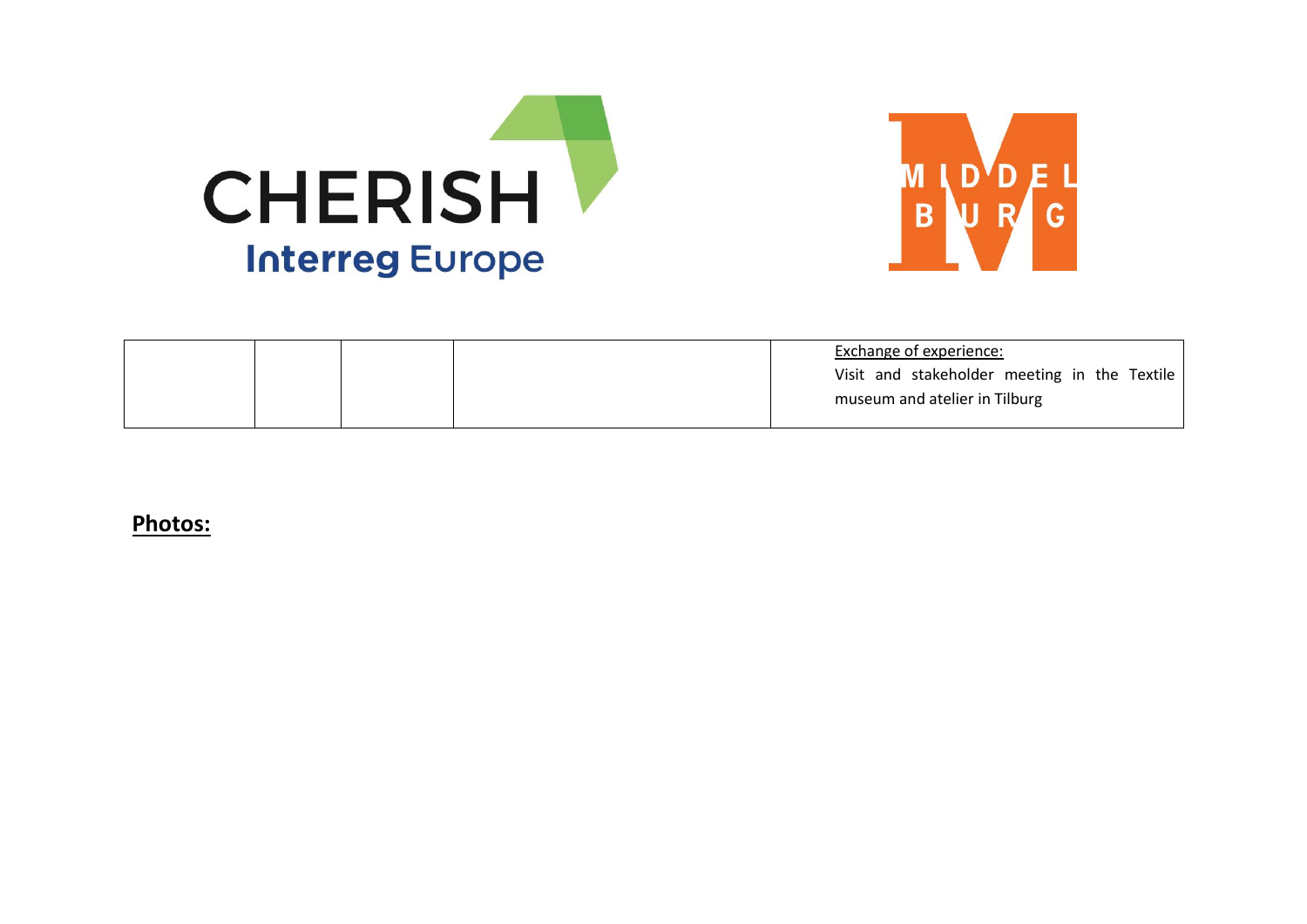| | | | | |
|---|---|---|---|---|
| | | | | Exchange of experience:<br>Visit and stakeholder meeting in the Textile museum and atelier in Tilburg |

**Photos:**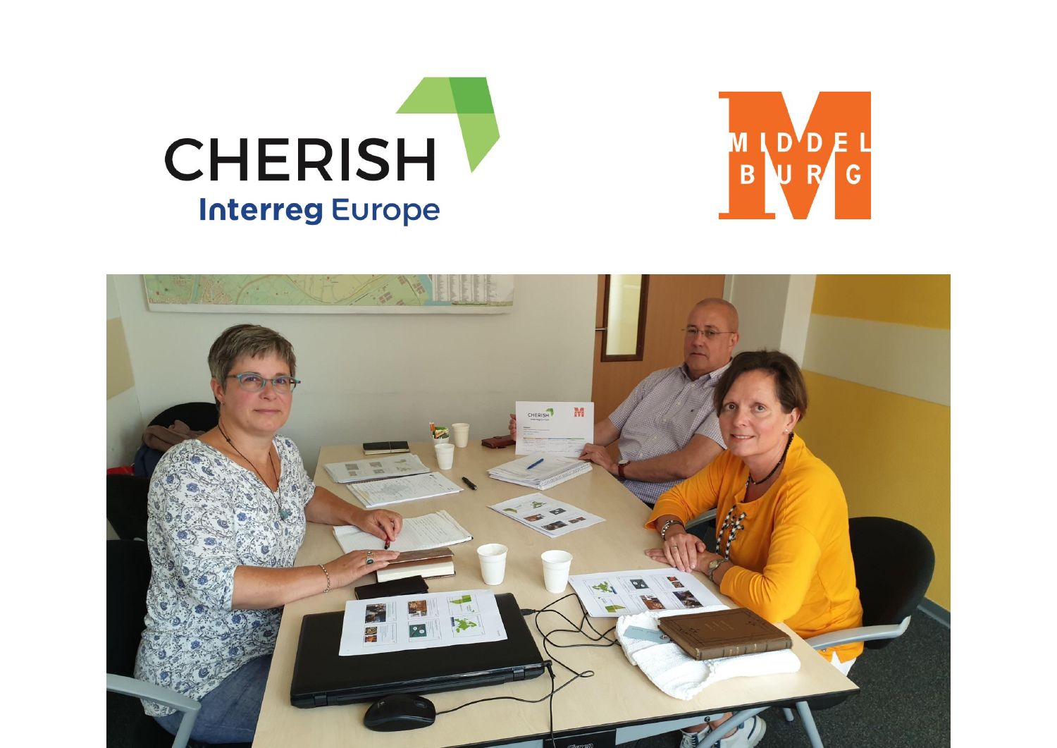CHERISH

Interreg Europe

MIDDELBURG